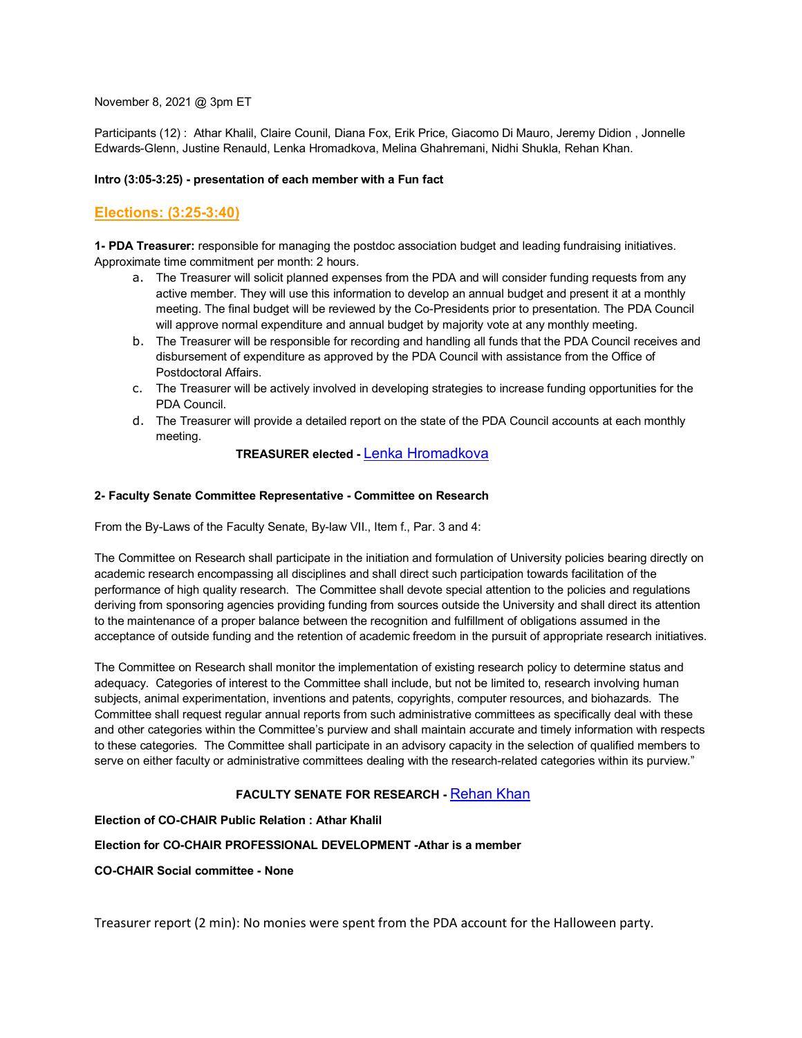November 8, 2021 @ 3pm ET

Participants (12) : Athar Khalil, Claire Counil, Diana Fox, Erik Price, Giacomo Di Mauro, Jeremy Didion , Jonnelle Edwards-Glenn, Justine Renauld, Lenka Hromadkova, Melina Ghahremani, Nidhi Shukla, Rehan Khan.

**Intro (3:05-3:25) - presentation of each member with a Fun fact**

## Elections: (3:25-3:40)

**1- PDA Treasurer:** responsible for managing the postdoc association budget and leading fundraising initiatives. Approximate time commitment per month: 2 hours.

a. The Treasurer will solicit planned expenses from the PDA and will consider funding requests from any active member. They will use this information to develop an annual budget and present it at a monthly meeting. The final budget will be reviewed by the Co-Presidents prior to presentation. The PDA Council will approve normal expenditure and annual budget by majority vote at any monthly meeting.
b. The Treasurer will be responsible for recording and handling all funds that the PDA Council receives and disbursement of expenditure as approved by the PDA Council with assistance from the Office of Postdoctoral Affairs.
c. The Treasurer will be actively involved in developing strategies to increase funding opportunities for the PDA Council.
d. The Treasurer will provide a detailed report on the state of the PDA Council accounts at each monthly meeting.

**TREASURER elected -** Lenka Hromadkova

**2- Faculty Senate Committee Representative - Committee on Research**

From the By-Laws of the Faculty Senate, By-law VII., Item f., Par. 3 and 4:

The Committee on Research shall participate in the initiation and formulation of University policies bearing directly on academic research encompassing all disciplines and shall direct such participation towards facilitation of the performance of high quality research. The Committee shall devote special attention to the policies and regulations deriving from sponsoring agencies providing funding from sources outside the University and shall direct its attention to the maintenance of a proper balance between the recognition and fulfillment of obligations assumed in the acceptance of outside funding and the retention of academic freedom in the pursuit of appropriate research initiatives.

The Committee on Research shall monitor the implementation of existing research policy to determine status and adequacy. Categories of interest to the Committee shall include, but not be limited to, research involving human subjects, animal experimentation, inventions and patents, copyrights, computer resources, and biohazards. The Committee shall request regular annual reports from such administrative committees as specifically deal with these and other categories within the Committee's purview and shall maintain accurate and timely information with respects to these categories. The Committee shall participate in an advisory capacity in the selection of qualified members to serve on either faculty or administrative committees dealing with the research-related categories within its purview."

**FACULTY SENATE FOR RESEARCH -** Rehan Khan

**Election of CO-CHAIR Public Relation : Athar Khalil**

**Election for CO-CHAIR PROFESSIONAL DEVELOPMENT -Athar is a member**

**CO-CHAIR Social committee - None**

Treasurer report (2 min): No monies were spent from the PDA account for the Halloween party.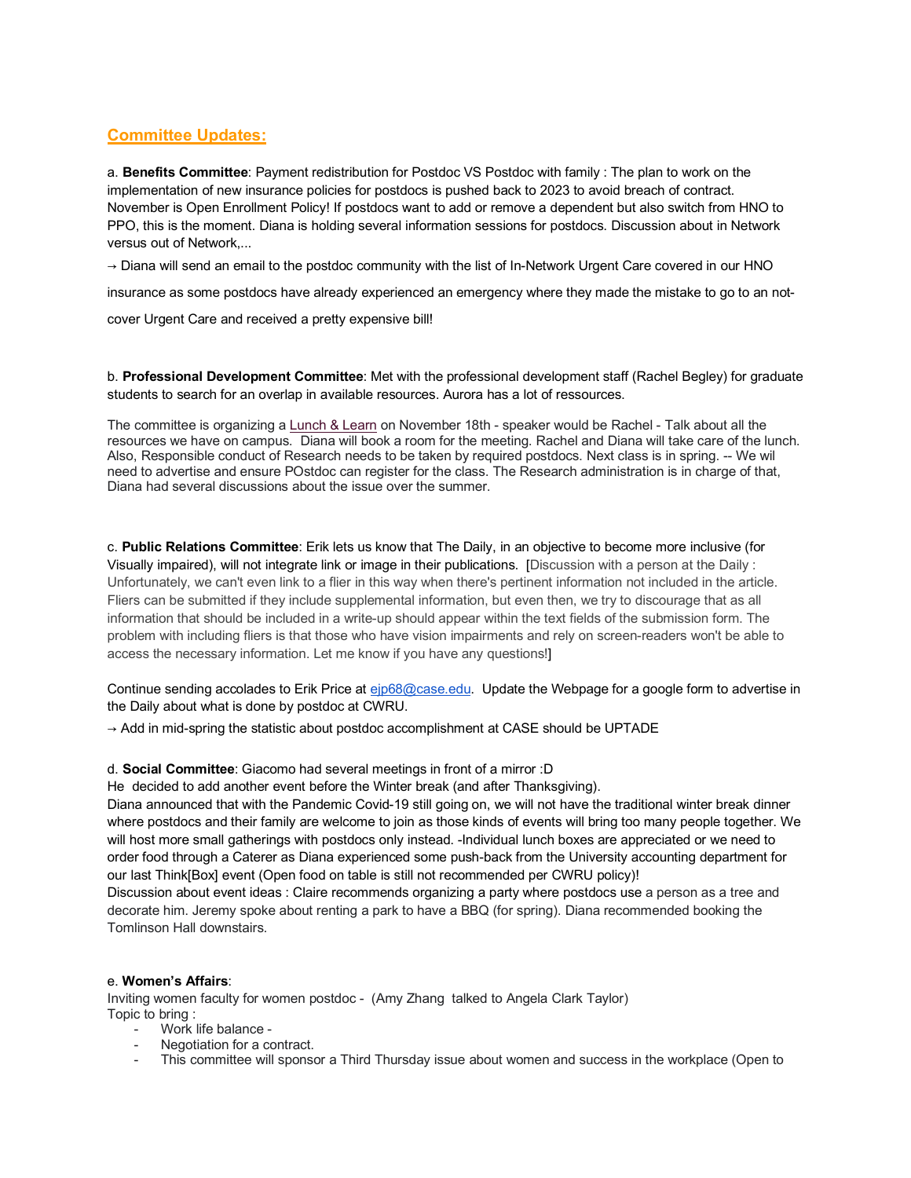## Committee Updates:

a. **Benefits Committee**: Payment redistribution for Postdoc VS Postdoc with family : The plan to work on the implementation of new insurance policies for postdocs is pushed back to 2023 to avoid breach of contract. November is Open Enrollment Policy! If postdocs want to add or remove a dependent but also switch from HNO to PPO, this is the moment. Diana is holding several information sessions for postdocs. Discussion about in Network versus out of Network,...

→ Diana will send an email to the postdoc community with the list of In-Network Urgent Care covered in our HNO insurance as some postdocs have already experienced an emergency where they made the mistake to go to an not-cover Urgent Care and received a pretty expensive bill!

b. **Professional Development Committee**: Met with the professional development staff (Rachel Begley) for graduate students to search for an overlap in available resources. Aurora has a lot of ressources.

The committee is organizing a Lunch & Learn on November 18th - speaker would be Rachel - Talk about all the resources we have on campus. Diana will book a room for the meeting. Rachel and Diana will take care of the lunch. Also, Responsible conduct of Research needs to be taken by required postdocs. Next class is in spring. -- We wil need to advertise and ensure POstdoc can register for the class. The Research administration is in charge of that, Diana had several discussions about the issue over the summer.

c. **Public Relations Committee**: Erik lets us know that The Daily, in an objective to become more inclusive (for Visually impaired), will not integrate link or image in their publications. [Discussion with a person at the Daily : Unfortunately, we can't even link to a flier in this way when there's pertinent information not included in the article. Fliers can be submitted if they include supplemental information, but even then, we try to discourage that as all information that should be included in a write-up should appear within the text fields of the submission form. The problem with including fliers is that those who have vision impairments and rely on screen-readers won't be able to access the necessary information. Let me know if you have any questions!]

Continue sending accolades to Erik Price at ejp68@case.edu. Update the Webpage for a google form to advertise in the Daily about what is done by postdoc at CWRU.

→ Add in mid-spring the statistic about postdoc accomplishment at CASE should be UPTADE

d. **Social Committee**: Giacomo had several meetings in front of a mirror :D
He decided to add another event before the Winter break (and after Thanksgiving).
Diana announced that with the Pandemic Covid-19 still going on, we will not have the traditional winter break dinner where postdocs and their family are welcome to join as those kinds of events will bring too many people together. We will host more small gatherings with postdocs only instead. -Individual lunch boxes are appreciated or we need to order food through a Caterer as Diana experienced some push-back from the University accounting department for our last Think[Box] event (Open food on table is still not recommended per CWRU policy)!
Discussion about event ideas : Claire recommends organizing a party where postdocs use a person as a tree and decorate him. Jeremy spoke about renting a park to have a BBQ (for spring). Diana recommended booking the Tomlinson Hall downstairs.

e. **Women's Affairs**:
Inviting women faculty for women postdoc - (Amy Zhang talked to Angela Clark Taylor)
Topic to bring :

- Work life balance -
- Negotiation for a contract.
- This committee will sponsor a Third Thursday issue about women and success in the workplace (Open to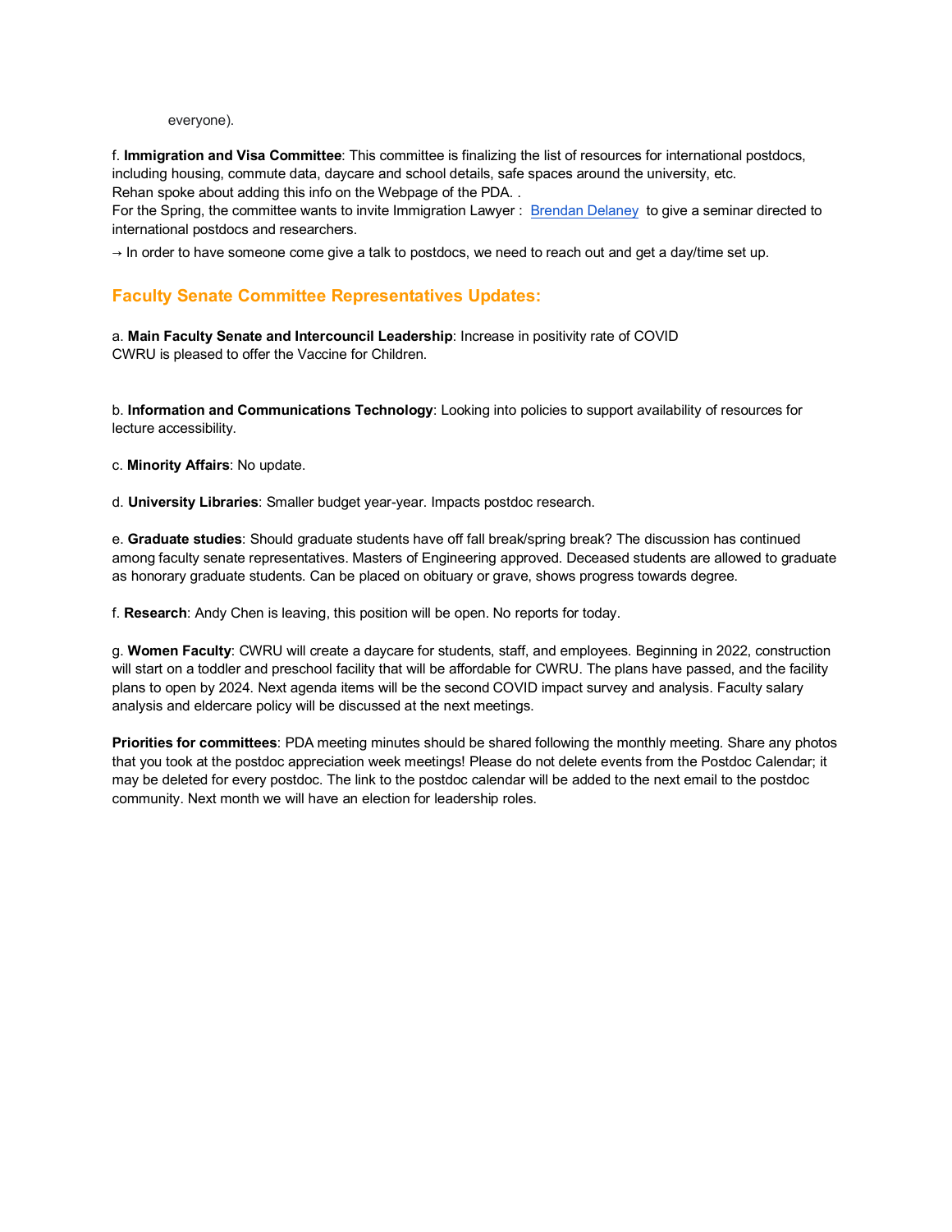everyone).

f. **Immigration and Visa Committee**: This committee is finalizing the list of resources for international postdocs, including housing, commute data, daycare and school details, safe spaces around the university, etc.
Rehan spoke about adding this info on the Webpage of the PDA. .
For the Spring, the committee wants to invite Immigration Lawyer : [Brendan Delaney](#) to give a seminar directed to international postdocs and researchers.

→ In order to have someone come give a talk to postdocs, we need to reach out and get a day/time set up.

## Faculty Senate Committee Representatives Updates:

a. **Main Faculty Senate and Intercouncil Leadership**: Increase in positivity rate of COVID
CWRU is pleased to offer the Vaccine for Children.

b. **Information and Communications Technology**: Looking into policies to support availability of resources for lecture accessibility.

c. **Minority Affairs**: No update.

d. **University Libraries**: Smaller budget year-year. Impacts postdoc research.

e. **Graduate studies**: Should graduate students have off fall break/spring break? The discussion has continued among faculty senate representatives. Masters of Engineering approved. Deceased students are allowed to graduate as honorary graduate students. Can be placed on obituary or grave, shows progress towards degree.

f. **Research**: Andy Chen is leaving, this position will be open. No reports for today.

g. **Women Faculty**: CWRU will create a daycare for students, staff, and employees. Beginning in 2022, construction will start on a toddler and preschool facility that will be affordable for CWRU. The plans have passed, and the facility plans to open by 2024. Next agenda items will be the second COVID impact survey and analysis. Faculty salary analysis and eldercare policy will be discussed at the next meetings.

**Priorities for committees**: PDA meeting minutes should be shared following the monthly meeting. Share any photos that you took at the postdoc appreciation week meetings! Please do not delete events from the Postdoc Calendar; it may be deleted for every postdoc. The link to the postdoc calendar will be added to the next email to the postdoc community. Next month we will have an election for leadership roles.